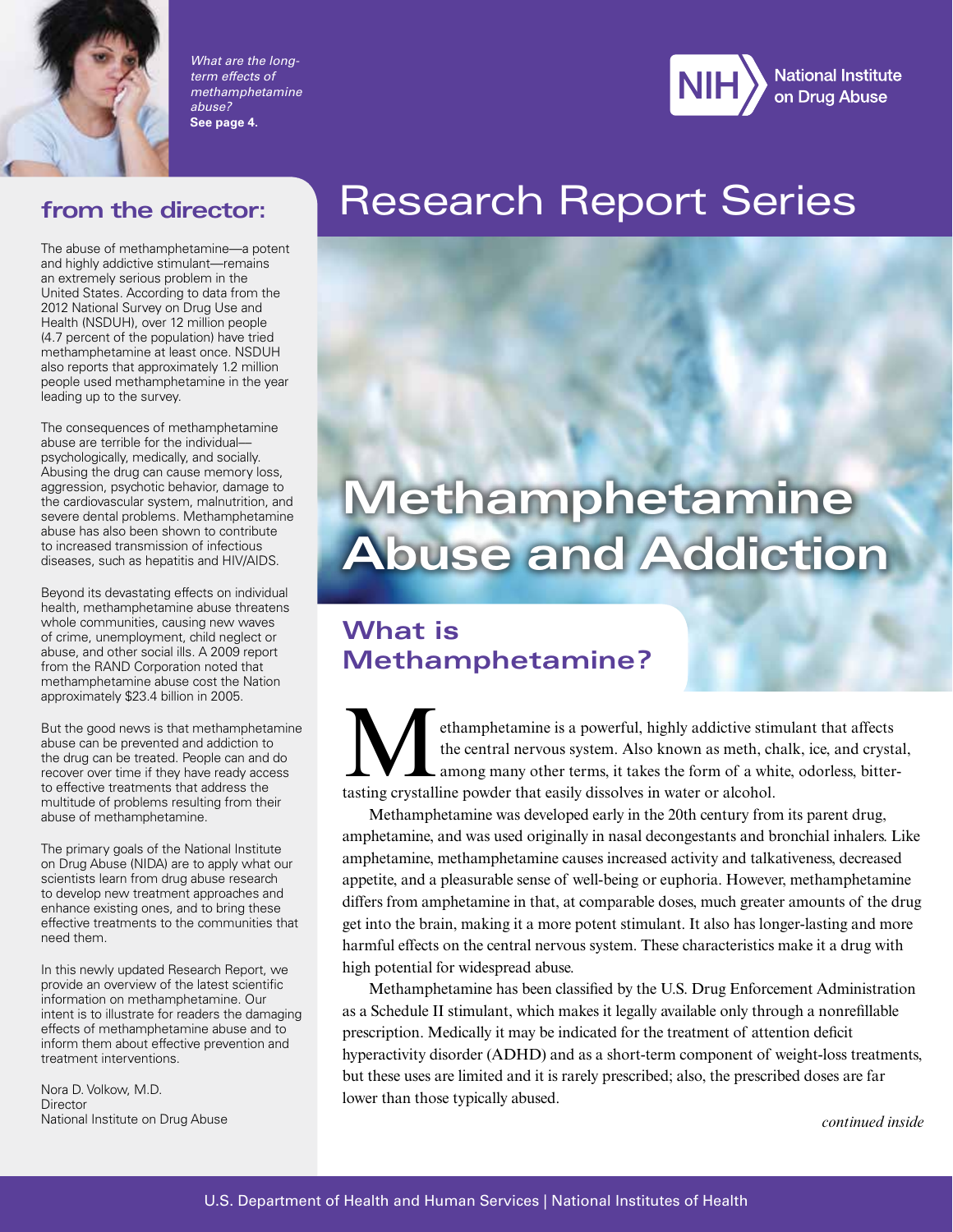*What are the long-term effects of methamphetamine abuse?*
**See page 4.**

National Institute on Drug Abuse

# Research Report Series

# Methamphetamine Abuse and Addiction

## from the director:

The abuse of methamphetamine—a potent and highly addictive stimulant—remains an extremely serious problem in the United States. According to data from the 2012 National Survey on Drug Use and Health (NSDUH), over 12 million people (4.7 percent of the population) have tried methamphetamine at least once. NSDUH also reports that approximately 1.2 million people used methamphetamine in the year leading up to the survey.

The consequences of methamphetamine abuse are terrible for the individual—psychologically, medically, and socially. Abusing the drug can cause memory loss, aggression, psychotic behavior, damage to the cardiovascular system, malnutrition, and severe dental problems. Methamphetamine abuse has also been shown to contribute to increased transmission of infectious diseases, such as hepatitis and HIV/AIDS.

Beyond its devastating effects on individual health, methamphetamine abuse threatens whole communities, causing new waves of crime, unemployment, child neglect or abuse, and other social ills. A 2009 report from the RAND Corporation noted that methamphetamine abuse cost the Nation approximately $23.4 billion in 2005.

But the good news is that methamphetamine abuse can be prevented and addiction to the drug can be treated. People can and do recover over time if they have ready access to effective treatments that address the multitude of problems resulting from their abuse of methamphetamine.

The primary goals of the National Institute on Drug Abuse (NIDA) are to apply what our scientists learn from drug abuse research to develop new treatment approaches and enhance existing ones, and to bring these effective treatments to the communities that need them.

In this newly updated Research Report, we provide an overview of the latest scientific information on methamphetamine. Our intent is to illustrate for readers the damaging effects of methamphetamine abuse and to inform them about effective prevention and treatment interventions.

Nora D. Volkow, M.D.
Director
National Institute on Drug Abuse

## What is Methamphetamine?

Methamphetamine is a powerful, highly addictive stimulant that affects the central nervous system. Also known as meth, chalk, ice, and crystal, among many other terms, it takes the form of a white, odorless, bitter-tasting crystalline powder that easily dissolves in water or alcohol.

Methamphetamine was developed early in the 20th century from its parent drug, amphetamine, and was used originally in nasal decongestants and bronchial inhalers. Like amphetamine, methamphetamine causes increased activity and talkativeness, decreased appetite, and a pleasurable sense of well-being or euphoria. However, methamphetamine differs from amphetamine in that, at comparable doses, much greater amounts of the drug get into the brain, making it a more potent stimulant. It also has longer-lasting and more harmful effects on the central nervous system. These characteristics make it a drug with high potential for widespread abuse.

Methamphetamine has been classified by the U.S. Drug Enforcement Administration as a Schedule II stimulant, which makes it legally available only through a nonrefillable prescription. Medically it may be indicated for the treatment of attention deficit hyperactivity disorder (ADHD) and as a short-term component of weight-loss treatments, but these uses are limited and it is rarely prescribed; also, the prescribed doses are far lower than those typically abused.

*continued inside*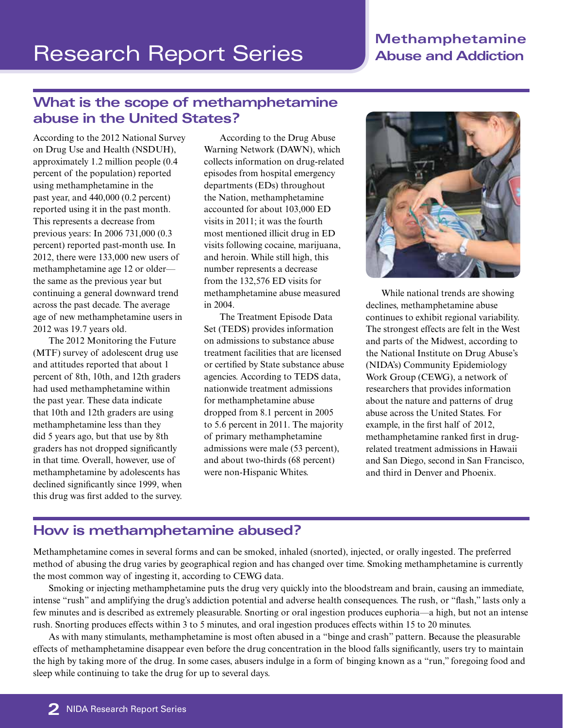## What is the scope of methamphetamine abuse in the United States?

According to the 2012 National Survey on Drug Use and Health (NSDUH), approximately 1.2 million people (0.4 percent of the population) reported using methamphetamine in the past year, and 440,000 (0.2 percent) reported using it in the past month. This represents a decrease from previous years: In 2006 731,000 (0.3 percent) reported past-month use. In 2012, there were 133,000 new users of methamphetamine age 12 or older—the same as the previous year but continuing a general downward trend across the past decade. The average age of new methamphetamine users in 2012 was 19.7 years old.

The 2012 Monitoring the Future (MTF) survey of adolescent drug use and attitudes reported that about 1 percent of 8th, 10th, and 12th graders had used methamphetamine within the past year. These data indicate that 10th and 12th graders are using methamphetamine less than they did 5 years ago, but that use by 8th graders has not dropped significantly in that time. Overall, however, use of methamphetamine by adolescents has declined significantly since 1999, when this drug was first added to the survey.

According to the Drug Abuse Warning Network (DAWN), which collects information on drug-related episodes from hospital emergency departments (EDs) throughout the Nation, methamphetamine accounted for about 103,000 ED visits in 2011; it was the fourth most mentioned illicit drug in ED visits following cocaine, marijuana, and heroin. While still high, this number represents a decrease from the 132,576 ED visits for methamphetamine abuse measured in 2004.

The Treatment Episode Data Set (TEDS) provides information on admissions to substance abuse treatment facilities that are licensed or certified by State substance abuse agencies. According to TEDS data, nationwide treatment admissions for methamphetamine abuse dropped from 8.1 percent in 2005 to 5.6 percent in 2011. The majority of primary methamphetamine admissions were male (53 percent), and about two-thirds (68 percent) were non-Hispanic Whites.

While national trends are showing declines, methamphetamine abuse continues to exhibit regional variability. The strongest effects are felt in the West and parts of the Midwest, according to the National Institute on Drug Abuse's (NIDA's) Community Epidemiology Work Group (CEWG), a network of researchers that provides information about the nature and patterns of drug abuse across the United States. For example, in the first half of 2012, methamphetamine ranked first in drug-related treatment admissions in Hawaii and San Diego, second in San Francisco, and third in Denver and Phoenix.

## How is methamphetamine abused?

Methamphetamine comes in several forms and can be smoked, inhaled (snorted), injected, or orally ingested. The preferred method of abusing the drug varies by geographical region and has changed over time. Smoking methamphetamine is currently the most common way of ingesting it, according to CEWG data.

Smoking or injecting methamphetamine puts the drug very quickly into the bloodstream and brain, causing an immediate, intense "rush" and amplifying the drug's addiction potential and adverse health consequences. The rush, or "flash," lasts only a few minutes and is described as extremely pleasurable. Snorting or oral ingestion produces euphoria—a high, but not an intense rush. Snorting produces effects within 3 to 5 minutes, and oral ingestion produces effects within 15 to 20 minutes.

As with many stimulants, methamphetamine is most often abused in a "binge and crash" pattern. Because the pleasurable effects of methamphetamine disappear even before the drug concentration in the blood falls significantly, users try to maintain the high by taking more of the drug. In some cases, abusers indulge in a form of binging known as a "run," foregoing food and sleep while continuing to take the drug for up to several days.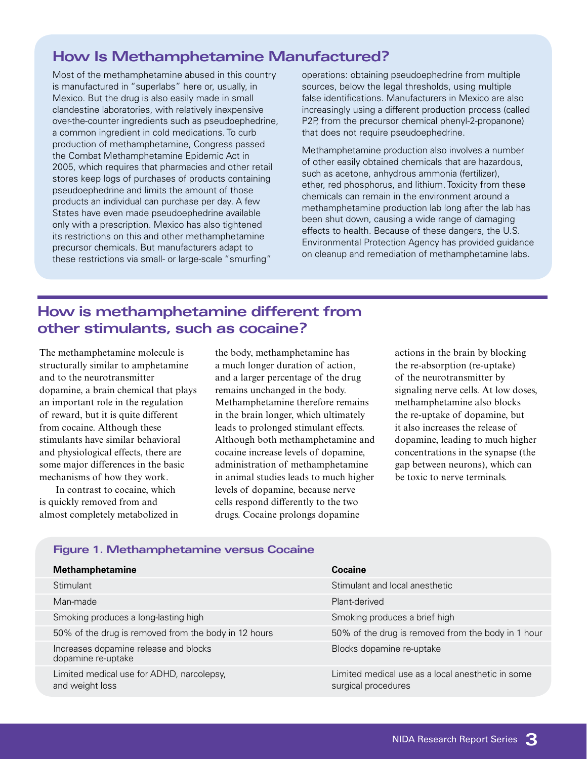## How Is Methamphetamine Manufactured?

Most of the methamphetamine abused in this country is manufactured in "superlabs" here or, usually, in Mexico. But the drug is also easily made in small clandestine laboratories, with relatively inexpensive over-the-counter ingredients such as pseudoephedrine, a common ingredient in cold medications. To curb production of methamphetamine, Congress passed the Combat Methamphetamine Epidemic Act in 2005, which requires that pharmacies and other retail stores keep logs of purchases of products containing pseudoephedrine and limits the amount of those products an individual can purchase per day. A few States have even made pseudoephedrine available only with a prescription. Mexico has also tightened its restrictions on this and other methamphetamine precursor chemicals. But manufacturers adapt to these restrictions via small- or large-scale "smurfing" operations: obtaining pseudoephedrine from multiple sources, below the legal thresholds, using multiple false identifications. Manufacturers in Mexico are also increasingly using a different production process (called P2P, from the precursor chemical phenyl-2-propanone) that does not require pseudoephedrine.

Methamphetamine production also involves a number of other easily obtained chemicals that are hazardous, such as acetone, anhydrous ammonia (fertilizer), ether, red phosphorus, and lithium. Toxicity from these chemicals can remain in the environment around a methamphetamine production lab long after the lab has been shut down, causing a wide range of damaging effects to health. Because of these dangers, the U.S. Environmental Protection Agency has provided guidance on cleanup and remediation of methamphetamine labs.

## How is methamphetamine different from other stimulants, such as cocaine?

The methamphetamine molecule is structurally similar to amphetamine and to the neurotransmitter dopamine, a brain chemical that plays an important role in the regulation of reward, but it is quite different from cocaine. Although these stimulants have similar behavioral and physiological effects, there are some major differences in the basic mechanisms of how they work.

In contrast to cocaine, which is quickly removed from and almost completely metabolized in the body, methamphetamine has a much longer duration of action, and a larger percentage of the drug remains unchanged in the body. Methamphetamine therefore remains in the brain longer, which ultimately leads to prolonged stimulant effects. Although both methamphetamine and cocaine increase levels of dopamine, administration of methamphetamine in animal studies leads to much higher levels of dopamine, because nerve cells respond differently to the two drugs. Cocaine prolongs dopamine actions in the brain by blocking the re-absorption (re-uptake) of the neurotransmitter by signaling nerve cells. At low doses, methamphetamine also blocks the re-uptake of dopamine, but it also increases the release of dopamine, leading to much higher concentrations in the synapse (the gap between neurons), which can be toxic to nerve terminals.

### Figure 1. Methamphetamine versus Cocaine

| Methamphetamine | Cocaine |
|---|---|
| Stimulant | Stimulant and local anesthetic |
| Man-made | Plant-derived |
| Smoking produces a long-lasting high | Smoking produces a brief high |
| 50% of the drug is removed from the body in 12 hours | 50% of the drug is removed from the body in 1 hour |
| Increases dopamine release and blocks dopamine re-uptake | Blocks dopamine re-uptake |
| Limited medical use for ADHD, narcolepsy, and weight loss | Limited medical use as a local anesthetic in some surgical procedures |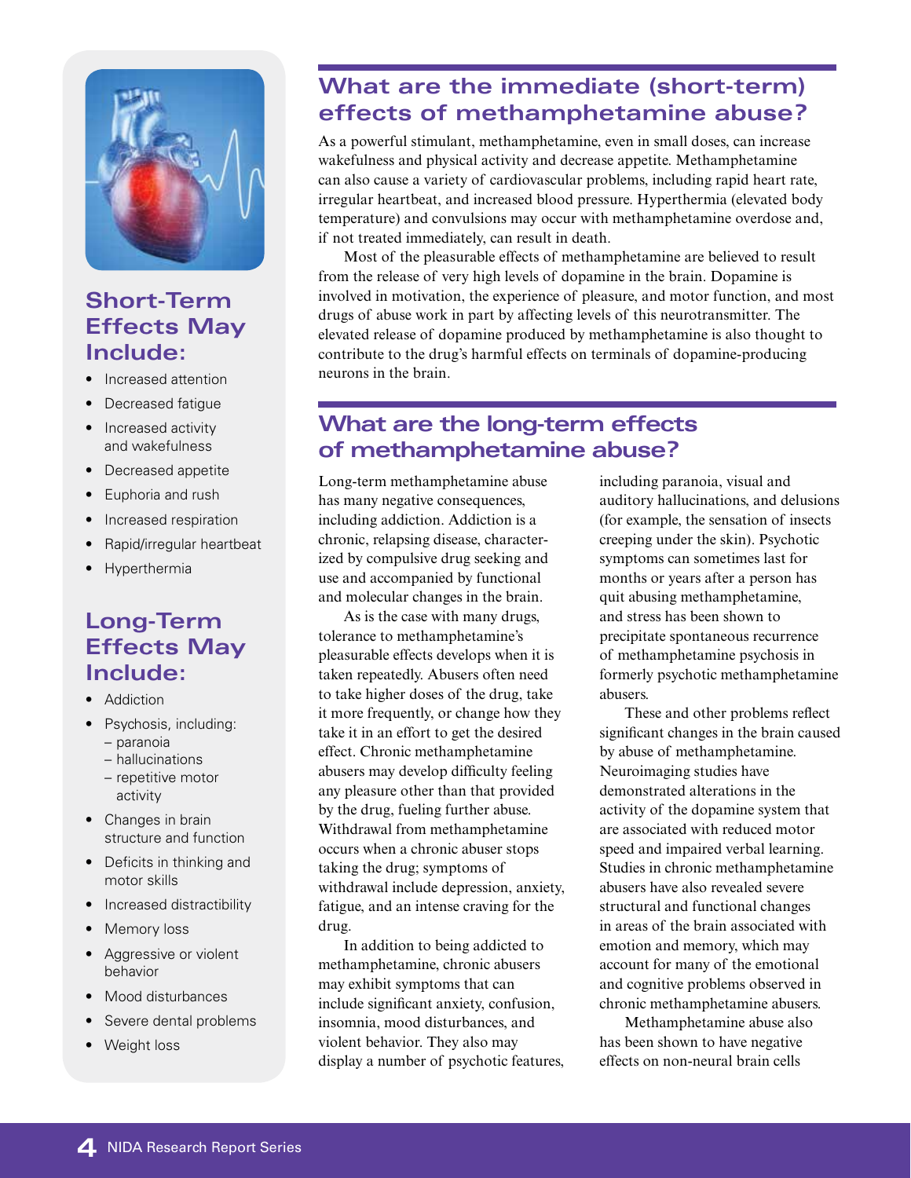## Short-Term Effects May Include:

- Increased attention
- Decreased fatigue
- Increased activity and wakefulness
- Decreased appetite
- Euphoria and rush
- Increased respiration
- Rapid/irregular heartbeat
- Hyperthermia

## Long-Term Effects May Include:

- Addiction
- Psychosis, including:
  - paranoia
  - hallucinations
  - repetitive motor activity
- Changes in brain structure and function
- Deficits in thinking and motor skills
- Increased distractibility
- Memory loss
- Aggressive or violent behavior
- Mood disturbances
- Severe dental problems
- Weight loss

## What are the immediate (short-term) effects of methamphetamine abuse?

As a powerful stimulant, methamphetamine, even in small doses, can increase wakefulness and physical activity and decrease appetite. Methamphetamine can also cause a variety of cardiovascular problems, including rapid heart rate, irregular heartbeat, and increased blood pressure. Hyperthermia (elevated body temperature) and convulsions may occur with methamphetamine overdose and, if not treated immediately, can result in death.

Most of the pleasurable effects of methamphetamine are believed to result from the release of very high levels of dopamine in the brain. Dopamine is involved in motivation, the experience of pleasure, and motor function, and most drugs of abuse work in part by affecting levels of this neurotransmitter. The elevated release of dopamine produced by methamphetamine is also thought to contribute to the drug's harmful effects on terminals of dopamine-producing neurons in the brain.

## What are the long-term effects of methamphetamine abuse?

Long-term methamphetamine abuse has many negative consequences, including addiction. Addiction is a chronic, relapsing disease, characterized by compulsive drug seeking and use and accompanied by functional and molecular changes in the brain.

As is the case with many drugs, tolerance to methamphetamine's pleasurable effects develops when it is taken repeatedly. Abusers often need to take higher doses of the drug, take it more frequently, or change how they take it in an effort to get the desired effect. Chronic methamphetamine abusers may develop difficulty feeling any pleasure other than that provided by the drug, fueling further abuse. Withdrawal from methamphetamine occurs when a chronic abuser stops taking the drug; symptoms of withdrawal include depression, anxiety, fatigue, and an intense craving for the drug.

In addition to being addicted to methamphetamine, chronic abusers may exhibit symptoms that can include significant anxiety, confusion, insomnia, mood disturbances, and violent behavior. They also may display a number of psychotic features, including paranoia, visual and auditory hallucinations, and delusions (for example, the sensation of insects creeping under the skin). Psychotic symptoms can sometimes last for months or years after a person has quit abusing methamphetamine, and stress has been shown to precipitate spontaneous recurrence of methamphetamine psychosis in formerly psychotic methamphetamine abusers.

These and other problems reflect significant changes in the brain caused by abuse of methamphetamine. Neuroimaging studies have demonstrated alterations in the activity of the dopamine system that are associated with reduced motor speed and impaired verbal learning. Studies in chronic methamphetamine abusers have also revealed severe structural and functional changes in areas of the brain associated with emotion and memory, which may account for many of the emotional and cognitive problems observed in chronic methamphetamine abusers.

Methamphetamine abuse also has been shown to have negative effects on non-neural brain cells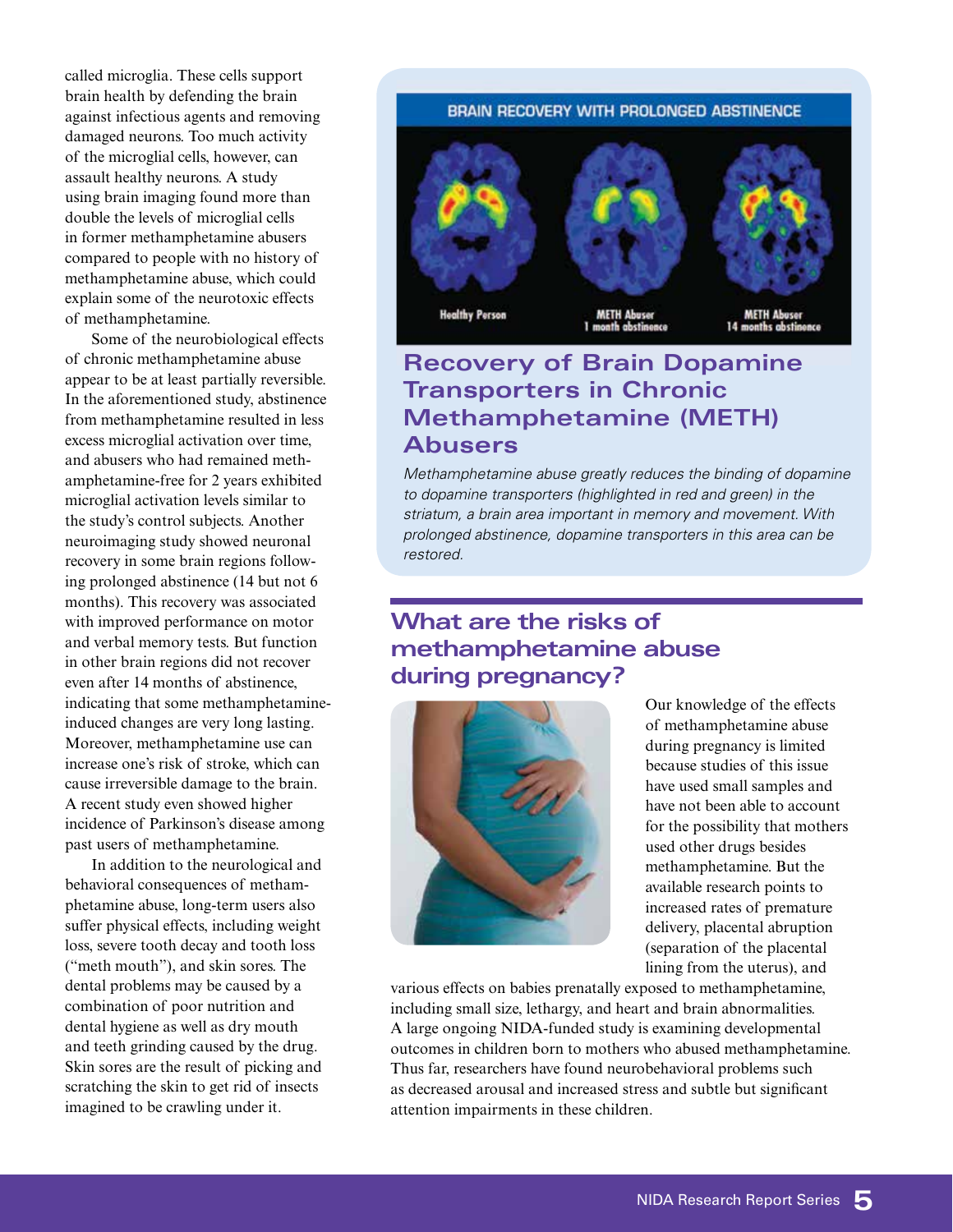called microglia. These cells support brain health by defending the brain against infectious agents and removing damaged neurons. Too much activity of the microglial cells, however, can assault healthy neurons. A study using brain imaging found more than double the levels of microglial cells in former methamphetamine abusers compared to people with no history of methamphetamine abuse, which could explain some of the neurotoxic effects of methamphetamine.

Some of the neurobiological effects of chronic methamphetamine abuse appear to be at least partially reversible. In the aforementioned study, abstinence from methamphetamine resulted in less excess microglial activation over time, and abusers who had remained methamphetamine-free for 2 years exhibited microglial activation levels similar to the study's control subjects. Another neuroimaging study showed neuronal recovery in some brain regions following prolonged abstinence (14 but not 6 months). This recovery was associated with improved performance on motor and verbal memory tests. But function in other brain regions did not recover even after 14 months of abstinence, indicating that some methamphetamine-induced changes are very long lasting. Moreover, methamphetamine use can increase one's risk of stroke, which can cause irreversible damage to the brain. A recent study even showed higher incidence of Parkinson's disease among past users of methamphetamine.

In addition to the neurological and behavioral consequences of methamphetamine abuse, long-term users also suffer physical effects, including weight loss, severe tooth decay and tooth loss ("meth mouth"), and skin sores. The dental problems may be caused by a combination of poor nutrition and dental hygiene as well as dry mouth and teeth grinding caused by the drug. Skin sores are the result of picking and scratching the skin to get rid of insects imagined to be crawling under it.

BRAIN RECOVERY WITH PROLONGED ABSTINENCE

Healthy Person | METH Abuser 1 month abstinence | METH Abuser 14 months abstinence

### Recovery of Brain Dopamine Transporters in Chronic Methamphetamine (METH) Abusers

*Methamphetamine abuse greatly reduces the binding of dopamine to dopamine transporters (highlighted in red and green) in the striatum, a brain area important in memory and movement. With prolonged abstinence, dopamine transporters in this area can be restored.*

## What are the risks of methamphetamine abuse during pregnancy?

Our knowledge of the effects of methamphetamine abuse during pregnancy is limited because studies of this issue have used small samples and have not been able to account for the possibility that mothers used other drugs besides methamphetamine. But the available research points to increased rates of premature delivery, placental abruption (separation of the placental lining from the uterus), and various effects on babies prenatally exposed to methamphetamine, including small size, lethargy, and heart and brain abnormalities. A large ongoing NIDA-funded study is examining developmental outcomes in children born to mothers who abused methamphetamine. Thus far, researchers have found neurobehavioral problems such as decreased arousal and increased stress and subtle but significant attention impairments in these children.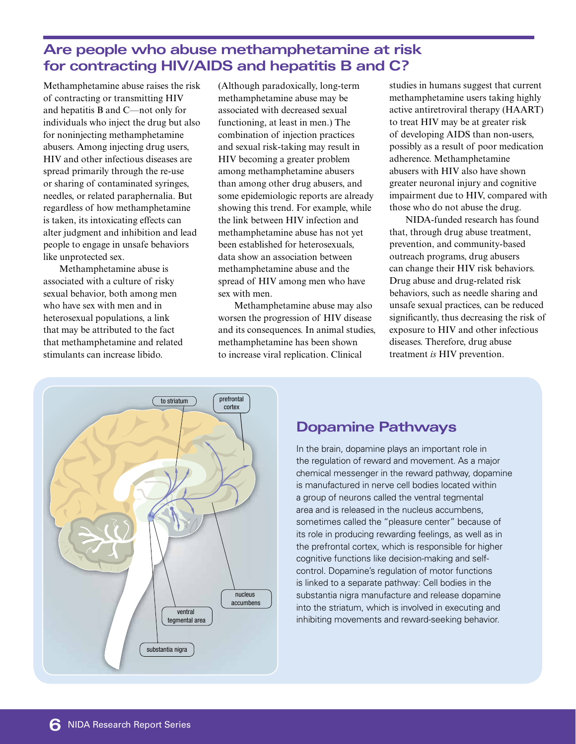## Are people who abuse methamphetamine at risk for contracting HIV/AIDS and hepatitis B and C?

Methamphetamine abuse raises the risk of contracting or transmitting HIV and hepatitis B and C—not only for individuals who inject the drug but also for noninjecting methamphetamine abusers. Among injecting drug users, HIV and other infectious diseases are spread primarily through the re-use or sharing of contaminated syringes, needles, or related paraphernalia. But regardless of how methamphetamine is taken, its intoxicating effects can alter judgment and inhibition and lead people to engage in unsafe behaviors like unprotected sex.

Methamphetamine abuse is associated with a culture of risky sexual behavior, both among men who have sex with men and in heterosexual populations, a link that may be attributed to the fact that methamphetamine and related stimulants can increase libido. (Although paradoxically, long-term methamphetamine abuse may be associated with decreased sexual functioning, at least in men.) The combination of injection practices and sexual risk-taking may result in HIV becoming a greater problem among methamphetamine abusers than among other drug abusers, and some epidemiologic reports are already showing this trend. For example, while the link between HIV infection and methamphetamine abuse has not yet been established for heterosexuals, data show an association between methamphetamine abuse and the spread of HIV among men who have sex with men.

Methamphetamine abuse may also worsen the progression of HIV disease and its consequences. In animal studies, methamphetamine has been shown to increase viral replication. Clinical studies in humans suggest that current methamphetamine users taking highly active antiretroviral therapy (HAART) to treat HIV may be at greater risk of developing AIDS than non-users, possibly as a result of poor medication adherence. Methamphetamine abusers with HIV also have shown greater neuronal injury and cognitive impairment due to HIV, compared with those who do not abuse the drug.

NIDA-funded research has found that, through drug abuse treatment, prevention, and community-based outreach programs, drug abusers can change their HIV risk behaviors. Drug abuse and drug-related risk behaviors, such as needle sharing and unsafe sexual practices, can be reduced significantly, thus decreasing the risk of exposure to HIV and other infectious diseases. Therefore, drug abuse treatment *is* HIV prevention.

### Dopamine Pathways

In the brain, dopamine plays an important role in the regulation of reward and movement. As a major chemical messenger in the reward pathway, dopamine is manufactured in nerve cell bodies located within a group of neurons called the ventral tegmental area and is released in the nucleus accumbens, sometimes called the "pleasure center" because of its role in producing rewarding feelings, as well as in the prefrontal cortex, which is responsible for higher cognitive functions like decision-making and self-control. Dopamine's regulation of motor functions is linked to a separate pathway: Cell bodies in the substantia nigra manufacture and release dopamine into the striatum, which is involved in executing and inhibiting movements and reward-seeking behavior.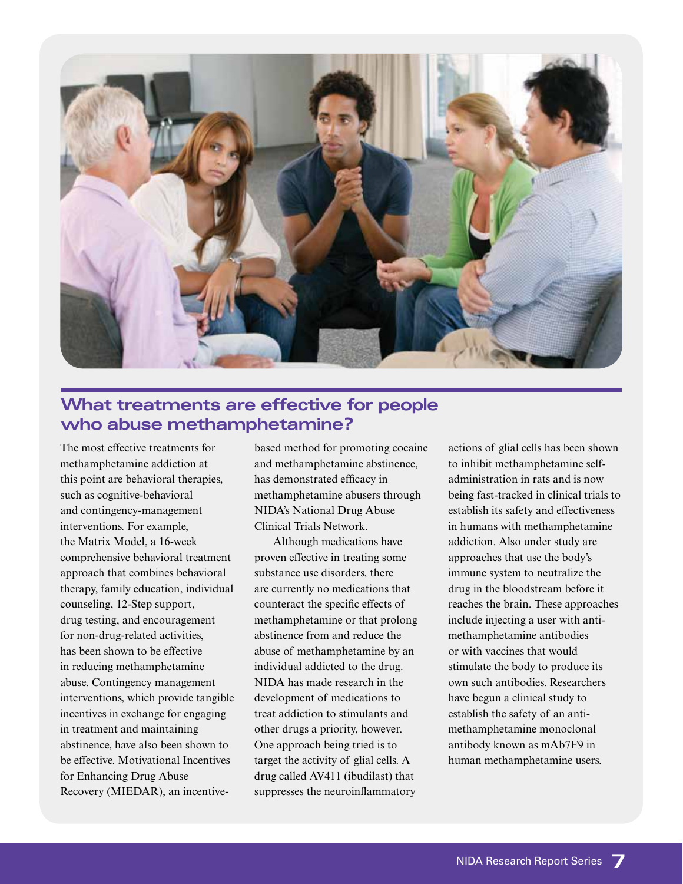## What treatments are effective for people who abuse methamphetamine?

The most effective treatments for methamphetamine addiction at this point are behavioral therapies, such as cognitive-behavioral and contingency-management interventions. For example, the Matrix Model, a 16-week comprehensive behavioral treatment approach that combines behavioral therapy, family education, individual counseling, 12-Step support, drug testing, and encouragement for non-drug-related activities, has been shown to be effective in reducing methamphetamine abuse. Contingency management interventions, which provide tangible incentives in exchange for engaging in treatment and maintaining abstinence, have also been shown to be effective. Motivational Incentives for Enhancing Drug Abuse Recovery (MIEDAR), an incentive-based method for promoting cocaine and methamphetamine abstinence, has demonstrated efficacy in methamphetamine abusers through NIDA's National Drug Abuse Clinical Trials Network.

Although medications have proven effective in treating some substance use disorders, there are currently no medications that counteract the specific effects of methamphetamine or that prolong abstinence from and reduce the abuse of methamphetamine by an individual addicted to the drug. NIDA has made research in the development of medications to treat addiction to stimulants and other drugs a priority, however. One approach being tried is to target the activity of glial cells. A drug called AV411 (ibudilast) that suppresses the neuroinflammatory actions of glial cells has been shown to inhibit methamphetamine self-administration in rats and is now being fast-tracked in clinical trials to establish its safety and effectiveness in humans with methamphetamine addiction. Also under study are approaches that use the body's immune system to neutralize the drug in the bloodstream before it reaches the brain. These approaches include injecting a user with anti-methamphetamine antibodies or with vaccines that would stimulate the body to produce its own such antibodies. Researchers have begun a clinical study to establish the safety of an anti-methamphetamine monoclonal antibody known as mAb7F9 in human methamphetamine users.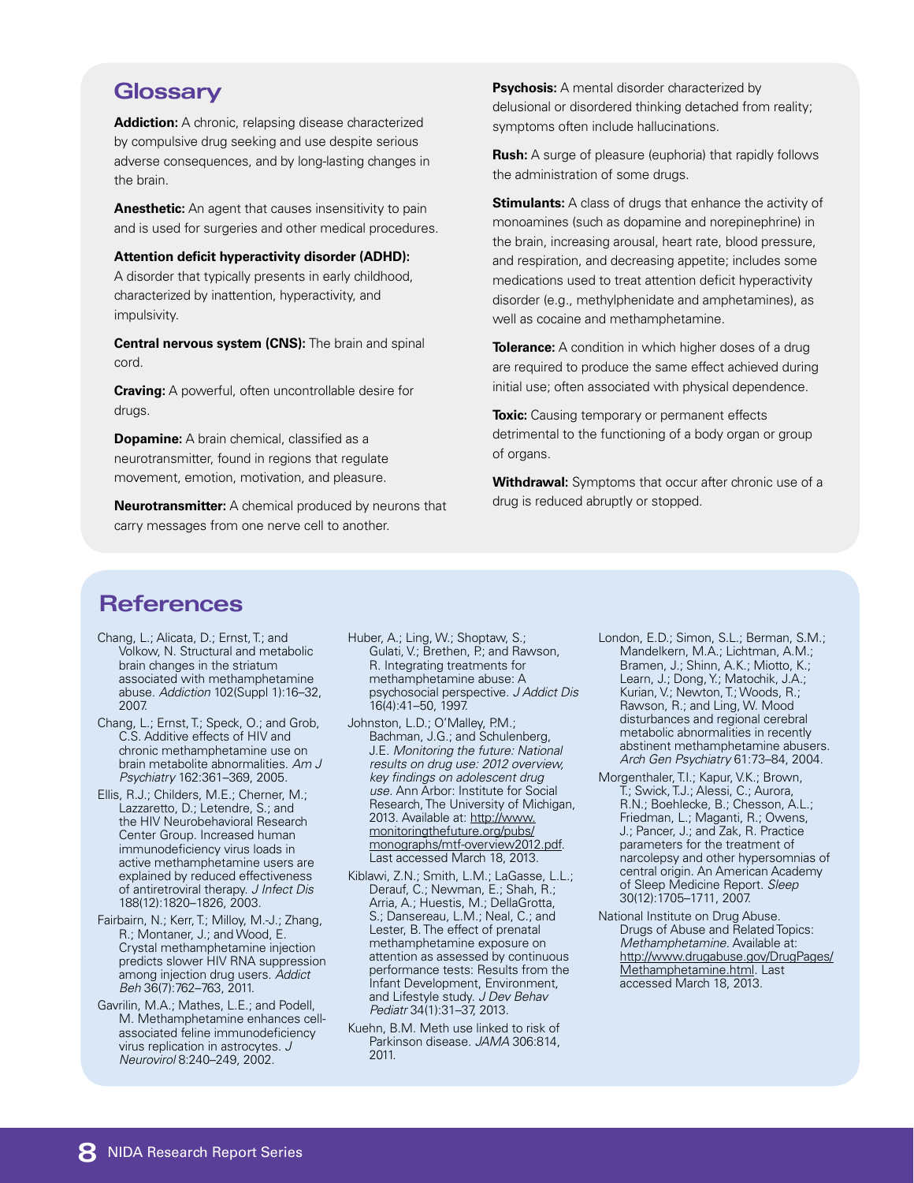## Glossary

**Addiction:** A chronic, relapsing disease characterized by compulsive drug seeking and use despite serious adverse consequences, and by long-lasting changes in the brain.

**Anesthetic:** An agent that causes insensitivity to pain and is used for surgeries and other medical procedures.

**Attention deficit hyperactivity disorder (ADHD):** A disorder that typically presents in early childhood, characterized by inattention, hyperactivity, and impulsivity.

**Central nervous system (CNS):** The brain and spinal cord.

**Craving:** A powerful, often uncontrollable desire for drugs.

**Dopamine:** A brain chemical, classified as a neurotransmitter, found in regions that regulate movement, emotion, motivation, and pleasure.

**Neurotransmitter:** A chemical produced by neurons that carry messages from one nerve cell to another.

**Psychosis:** A mental disorder characterized by delusional or disordered thinking detached from reality; symptoms often include hallucinations.

**Rush:** A surge of pleasure (euphoria) that rapidly follows the administration of some drugs.

**Stimulants:** A class of drugs that enhance the activity of monoamines (such as dopamine and norepinephrine) in the brain, increasing arousal, heart rate, blood pressure, and respiration, and decreasing appetite; includes some medications used to treat attention deficit hyperactivity disorder (e.g., methylphenidate and amphetamines), as well as cocaine and methamphetamine.

**Tolerance:** A condition in which higher doses of a drug are required to produce the same effect achieved during initial use; often associated with physical dependence.

**Toxic:** Causing temporary or permanent effects detrimental to the functioning of a body organ or group of organs.

**Withdrawal:** Symptoms that occur after chronic use of a drug is reduced abruptly or stopped.

## References

Chang, L.; Alicata, D.; Ernst, T.; and Volkow, N. Structural and metabolic brain changes in the striatum associated with methamphetamine abuse. *Addiction* 102(Suppl 1):16–32, 2007.

Chang, L.; Ernst, T.; Speck, O.; and Grob, C.S. Additive effects of HIV and chronic methamphetamine use on brain metabolite abnormalities. *Am J Psychiatry* 162:361–369, 2005.

Ellis, R.J.; Childers, M.E.; Cherner, M.; Lazzaretto, D.; Letendre, S.; and the HIV Neurobehavioral Research Center Group. Increased human immunodeficiency virus loads in active methamphetamine users are explained by reduced effectiveness of antiretroviral therapy. *J Infect Dis* 188(12):1820–1826, 2003.

Fairbairn, N.; Kerr, T.; Milloy, M.-J.; Zhang, R.; Montaner, J.; and Wood, E. Crystal methamphetamine injection predicts slower HIV RNA suppression among injection drug users. *Addict Beh* 36(7):762–763, 2011.

Gavrilin, M.A.; Mathes, L.E.; and Podell, M. Methamphetamine enhances cell-associated feline immunodeficiency virus replication in astrocytes. *J Neurovirol* 8:240–249, 2002.

Huber, A.; Ling, W.; Shoptaw, S.; Gulati, V.; Brethen, P.; and Rawson, R. Integrating treatments for methamphetamine abuse: A psychosocial perspective. *J Addict Dis* 16(4):41–50, 1997.

Johnston, L.D.; O'Malley, P.M.; Bachman, J.G.; and Schulenberg, J.E. *Monitoring the future: National results on drug use: 2012 overview, key findings on adolescent drug use.* Ann Arbor: Institute for Social Research, The University of Michigan, 2013. Available at: http://www.monitoringthefuture.org/pubs/monographs/mtf-overview2012.pdf. Last accessed March 18, 2013.

Kiblawi, Z.N.; Smith, L.M.; LaGasse, L.L.; Derauf, C.; Newman, E.; Shah, R.; Arria, A.; Huestis, M.; DellaGrotta, S.; Dansereau, L.M.; Neal, C.; and Lester, B. The effect of prenatal methamphetamine exposure on attention as assessed by continuous performance tests: Results from the Infant Development, Environment, and Lifestyle study. *J Dev Behav Pediatr* 34(1):31–37, 2013.

Kuehn, B.M. Meth use linked to risk of Parkinson disease. *JAMA* 306:814, 2011.

London, E.D.; Simon, S.L.; Berman, S.M.; Mandelkern, M.A.; Lichtman, A.M.; Bramen, J.; Shinn, A.K.; Miotto, K.; Learn, J.; Dong, Y.; Matochik, J.A.; Kurian, V.; Newton, T.; Woods, R.; Rawson, R.; and Ling, W. Mood disturbances and regional cerebral metabolic abnormalities in recently abstinent methamphetamine abusers. *Arch Gen Psychiatry* 61:73–84, 2004.

Morgenthaler, T.I.; Kapur, V.K.; Brown, T.; Swick, T.J.; Alessi, C.; Aurora, R.N.; Boehlecke, B.; Chesson, A.L.; Friedman, L.; Maganti, R.; Owens, J.; Pancer, J.; and Zak, R. Practice parameters for the treatment of narcolepsy and other hypersomnias of central origin. An American Academy of Sleep Medicine Report. *Sleep* 30(12):1705–1711, 2007.

National Institute on Drug Abuse. Drugs of Abuse and Related Topics: *Methamphetamine.* Available at: http://www.drugabuse.gov/DrugPages/Methamphetamine.html. Last accessed March 18, 2013.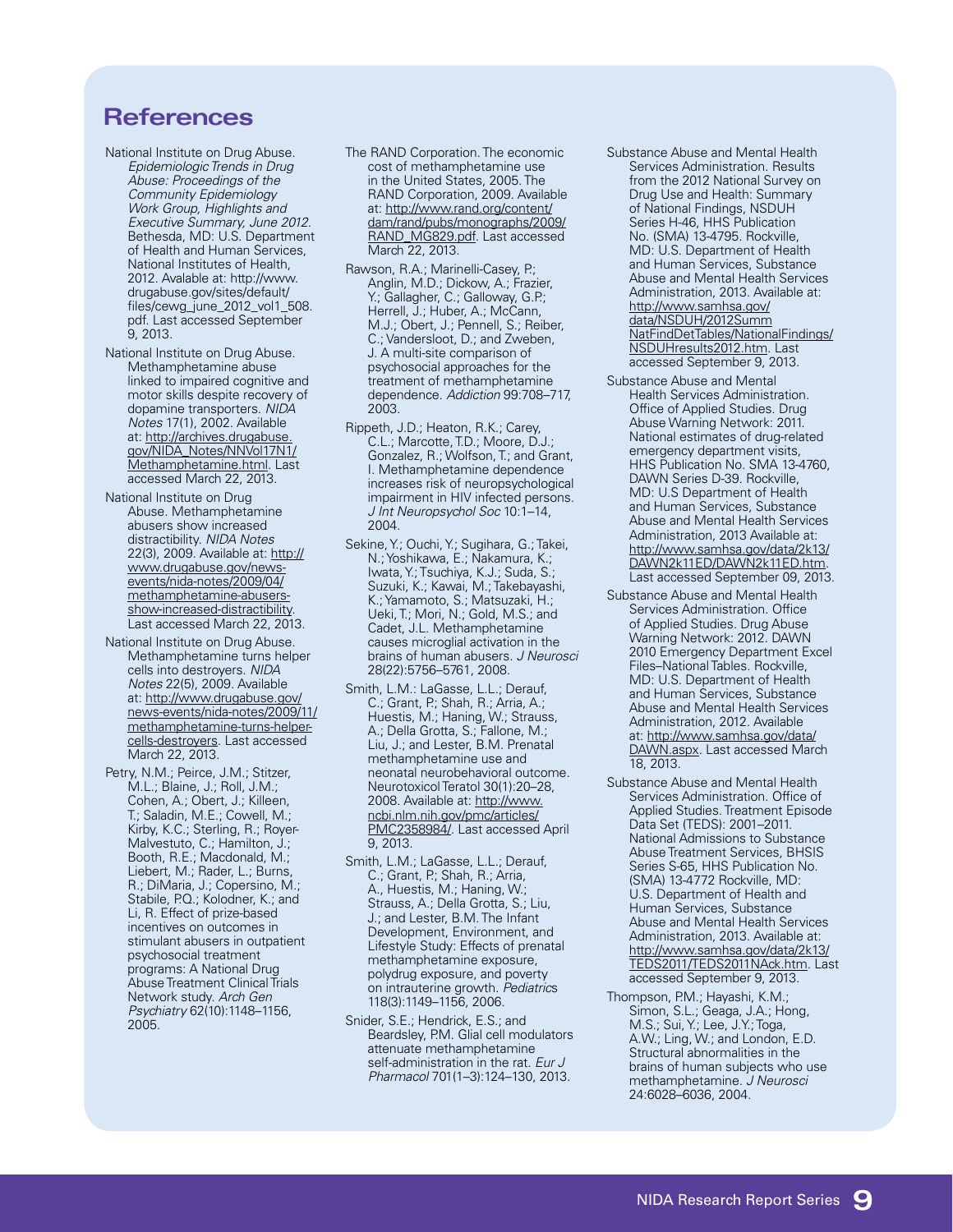## References

National Institute on Drug Abuse. *Epidemiologic Trends in Drug Abuse: Proceedings of the Community Epidemiology Work Group, Highlights and Executive Summary, June 2012.* Bethesda, MD: U.S. Department of Health and Human Services, National Institutes of Health, 2012. Avalable at: http://www.drugabuse.gov/sites/default/files/cewg_june_2012_vol1_508.pdf. Last accessed September 9, 2013.

National Institute on Drug Abuse. Methamphetamine abuse linked to impaired cognitive and motor skills despite recovery of dopamine transporters. *NIDA Notes* 17(1), 2002. Available at: http://archives.drugabuse.gov/NIDA_Notes/NNVol17N1/Methamphetamine.html. Last accessed March 22, 2013.

National Institute on Drug Abuse. Methamphetamine abusers show increased distractibility. *NIDA Notes* 22(3), 2009. Available at: http://www.drugabuse.gov/news-events/nida-notes/2009/04/methamphetamine-abusers-show-increased-distractibility. Last accessed March 22, 2013.

National Institute on Drug Abuse. Methamphetamine turns helper cells into destroyers. *NIDA Notes* 22(5), 2009. Available at: http://www.drugabuse.gov/news-events/nida-notes/2009/11/methamphetamine-turns-helper-cells-destroyers. Last accessed March 22, 2013.

Petry, N.M.; Peirce, J.M.; Stitzer, M.L.; Blaine, J.; Roll, J.M.; Cohen, A.; Obert, J.; Killeen, T.; Saladin, M.E.; Cowell, M.; Kirby, K.C.; Sterling, R.; Royer-Malvestuto, C.; Hamilton, J.; Booth, R.E.; Macdonald, M.; Liebert, M.; Rader, L.; Burns, R.; DiMaria, J.; Copersino, M.; Stabile, P.Q.; Kolodner, K.; and Li, R. Effect of prize-based incentives on outcomes in stimulant abusers in outpatient psychosocial treatment programs: A National Drug Abuse Treatment Clinical Trials Network study. *Arch Gen Psychiatry* 62(10):1148–1156, 2005.

The RAND Corporation. The economic cost of methamphetamine use in the United States, 2005. The RAND Corporation, 2009. Available at: http://www.rand.org/content/dam/rand/pubs/monographs/2009/RAND_MG829.pdf. Last accessed March 22, 2013.

Rawson, R.A.; Marinelli-Casey, P.; Anglin, M.D.; Dickow, A.; Frazier, Y.; Gallagher, C.; Galloway, G.P.; Herrell, J.; Huber, A.; McCann, M.J.; Obert, J.; Pennell, S.; Reiber, C.; Vandersloot, D.; and Zweben, J. A multi-site comparison of psychosocial approaches for the treatment of methamphetamine dependence. *Addiction* 99:708–717, 2003.

Rippeth, J.D.; Heaton, R.K.; Carey, C.L.; Marcotte, T.D.; Moore, D.J.; Gonzalez, R.; Wolfson, T.; and Grant, I. Methamphetamine dependence increases risk of neuropsychological impairment in HIV infected persons. *J Int Neuropsychol Soc* 10:1–14, 2004.

Sekine, Y.; Ouchi, Y.; Sugihara, G.; Takei, N.; Yoshikawa, E.; Nakamura, K.; Iwata, Y.; Tsuchiya, K.J.; Suda, S.; Suzuki, K.; Kawai, M.; Takebayashi, K.; Yamamoto, S.; Matsuzaki, H.; Ueki, T.; Mori, N.; Gold, M.S.; and Cadet, J.L. Methamphetamine causes microglial activation in the brains of human abusers. *J Neurosci* 28(22):5756–5761, 2008.

Smith, L.M.: LaGasse, L.L.; Derauf, C.; Grant, P.; Shah, R.; Arria, A.; Huestis, M.; Haning, W.; Strauss, A.; Della Grotta, S.; Fallone, M.; Liu, J.; and Lester, B.M. Prenatal methamphetamine use and neonatal neurobehavioral outcome. Neurotoxicol Teratol 30(1):20–28, 2008. Available at: http://www.ncbi.nlm.nih.gov/pmc/articles/PMC2358984/. Last accessed April 9, 2013.

Smith, L.M.; LaGasse, L.L.; Derauf, C.; Grant, P.; Shah, R.; Arria, A., Huestis, M.; Haning, W.; Strauss, A.; Della Grotta, S.; Liu, J.; and Lester, B.M. The Infant Development, Environment, and Lifestyle Study: Effects of prenatal methamphetamine exposure, polydrug exposure, and poverty on intrauterine growth. *Pediatrics* 118(3):1149–1156, 2006.

Snider, S.E.; Hendrick, E.S.; and Beardsley, P.M. Glial cell modulators attenuate methamphetamine self-administration in the rat. *Eur J Pharmacol* 701(1–3):124–130, 2013.

Substance Abuse and Mental Health Services Administration. Results from the 2012 National Survey on Drug Use and Health: Summary of National Findings, NSDUH Series H-46, HHS Publication No. (SMA) 13-4795. Rockville, MD: U.S. Department of Health and Human Services, Substance Abuse and Mental Health Services Administration, 2013. Available at: http://www.samhsa.gov/data/NSDUH/2012SummNatFindDetTables/NationalFindings/NSDUHresults2012.htm. Last accessed September 9, 2013.

Substance Abuse and Mental Health Services Administration. Office of Applied Studies. Drug Abuse Warning Network: 2011. National estimates of drug-related emergency department visits, HHS Publication No. SMA 13-4760, DAWN Series D-39. Rockville, MD: U.S Department of Health and Human Services, Substance Abuse and Mental Health Services Administration, 2013 Available at: http://www.samhsa.gov/data/2k13/DAWN2k11ED/DAWN2k11ED.htm. Last accessed September 09, 2013.

Substance Abuse and Mental Health Services Administration. Office of Applied Studies. Drug Abuse Warning Network: 2012. DAWN 2010 Emergency Department Excel Files–National Tables. Rockville, MD: U.S. Department of Health and Human Services, Substance Abuse and Mental Health Services Administration, 2012. Available at: http://www.samhsa.gov/data/DAWN.aspx. Last accessed March 18, 2013.

Substance Abuse and Mental Health Services Administration. Office of Applied Studies. Treatment Episode Data Set (TEDS): 2001–2011. National Admissions to Substance Abuse Treatment Services, BHSIS Series S-65, HHS Publication No. (SMA) 13-4772 Rockville, MD: U.S. Department of Health and Human Services, Substance Abuse and Mental Health Services Administration, 2013. Available at: http://www.samhsa.gov/data/2k13/TEDS2011/TEDS2011NAck.htm. Last accessed September 9, 2013.

Thompson, P.M.; Hayashi, K.M.; Simon, S.L.; Geaga, J.A.; Hong, M.S.; Sui, Y.; Lee, J.Y.; Toga, A.W.; Ling, W.; and London, E.D. Structural abnormalities in the brains of human subjects who use methamphetamine. *J Neurosci* 24:6028–6036, 2004.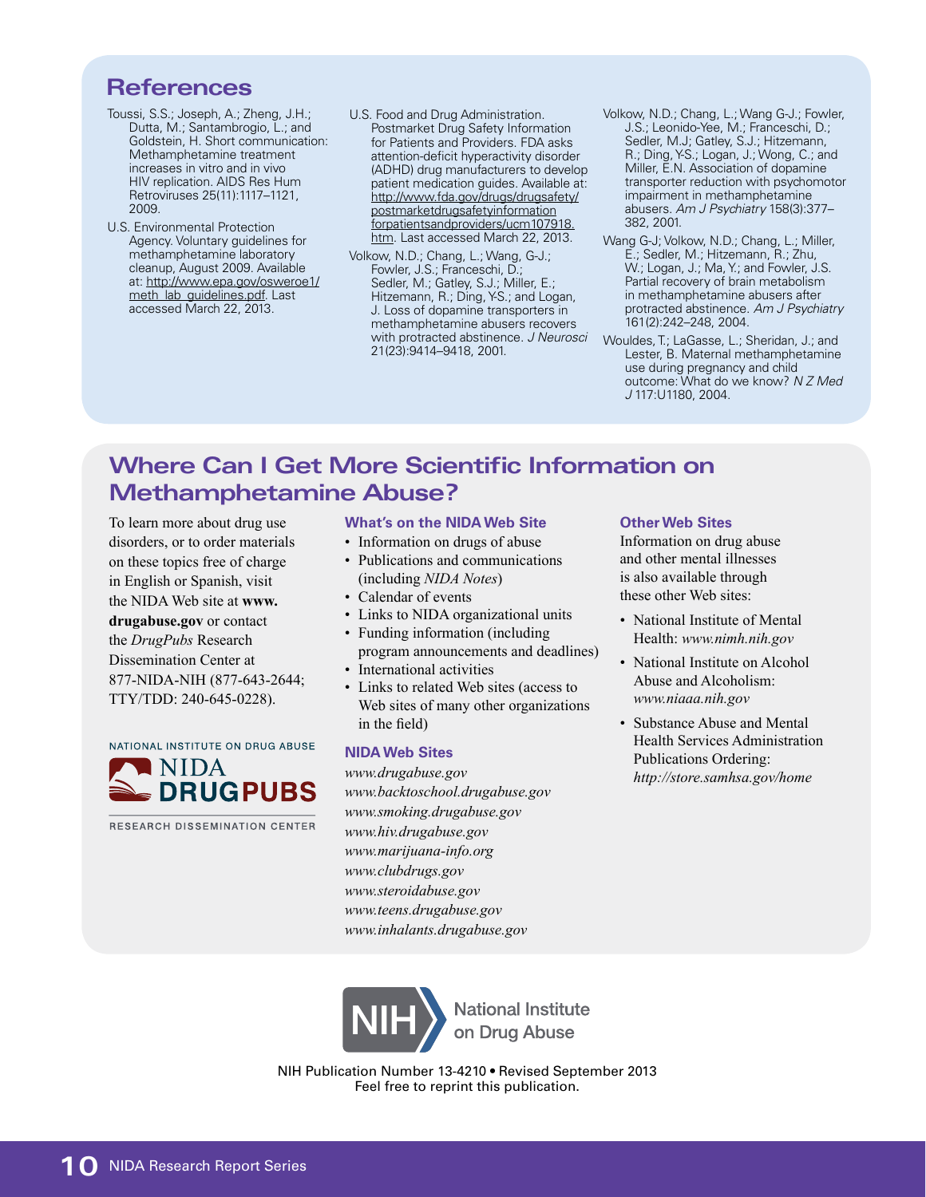## References

Toussi, S.S.; Joseph, A.; Zheng, J.H.; Dutta, M.; Santambrogio, L.; and Goldstein, H. Short communication: Methamphetamine treatment increases in vitro and in vivo HIV replication. AIDS Res Hum Retroviruses 25(11):1117–1121, 2009.

U.S. Environmental Protection Agency. Voluntary guidelines for methamphetamine laboratory cleanup, August 2009. Available at: http://www.epa.gov/osweroe1/meth_lab_guidelines.pdf. Last accessed March 22, 2013.

U.S. Food and Drug Administration. Postmarket Drug Safety Information for Patients and Providers. FDA asks attention-deficit hyperactivity disorder (ADHD) drug manufacturers to develop patient medication guides. Available at: http://www.fda.gov/drugs/drugsafety/postmarketdrugsafetyinformationforpatientsandproviders/ucm107918.htm. Last accessed March 22, 2013.

Volkow, N.D.; Chang, L.; Wang, G-J.; Fowler, J.S.; Franceschi, D.; Sedler, M.; Gatley, S.J.; Miller, E.; Hitzemann, R.; Ding, Y-S.; and Logan, J. Loss of dopamine transporters in methamphetamine abusers recovers with protracted abstinence. *J Neurosci* 21(23):9414–9418, 2001.

Volkow, N.D.; Chang, L.; Wang G-J.; Fowler, J.S.; Leonido-Yee, M.; Franceschi, D.; Sedler, M.J; Gatley, S.J.; Hitzemann, R.; Ding, Y-S.; Logan, J.; Wong, C.; and Miller, E.N. Association of dopamine transporter reduction with psychomotor impairment in methamphetamine abusers. *Am J Psychiatry* 158(3):377–382, 2001.

Wang G-J; Volkow, N.D.; Chang, L.; Miller, E.; Sedler, M.; Hitzemann, R.; Zhu, W.; Logan, J.; Ma, Y.; and Fowler, J.S. Partial recovery of brain metabolism in methamphetamine abusers after protracted abstinence. *Am J Psychiatry* 161(2):242–248, 2004.

Wouldes, T.; LaGasse, L.; Sheridan, J.; and Lester, B. Maternal methamphetamine use during pregnancy and child outcome: What do we know? *N Z Med J* 117:U1180, 2004.

## Where Can I Get More Scientific Information on Methamphetamine Abuse?

To learn more about drug use disorders, or to order materials on these topics free of charge in English or Spanish, visit the NIDA Web site at **www.drugabuse.gov** or contact the *DrugPubs* Research Dissemination Center at 877-NIDA-NIH (877-643-2644; TTY/TDD: 240-645-0228).

NATIONAL INSTITUTE ON DRUG ABUSE
NIDA DRUGPUBS
RESEARCH DISSEMINATION CENTER

### What's on the NIDA Web Site

- Information on drugs of abuse
- Publications and communications (including *NIDA Notes*)
- Calendar of events
- Links to NIDA organizational units
- Funding information (including program announcements and deadlines)
- International activities
- Links to related Web sites (access to Web sites of many other organizations in the field)

### NIDA Web Sites

*www.drugabuse.gov*
*www.backtoschool.drugabuse.gov*
*www.smoking.drugabuse.gov*
*www.hiv.drugabuse.gov*
*www.marijuana-info.org*
*www.clubdrugs.gov*
*www.steroidabuse.gov*
*www.teens.drugabuse.gov*
*www.inhalants.drugabuse.gov*

### Other Web Sites

Information on drug abuse and other mental illnesses is also available through these other Web sites:

- National Institute of Mental Health: *www.nimh.nih.gov*
- National Institute on Alcohol Abuse and Alcoholism: *www.niaaa.nih.gov*
- Substance Abuse and Mental Health Services Administration Publications Ordering: *http://store.samhsa.gov/home*

NIH National Institute on Drug Abuse

NIH Publication Number 13-4210 • Revised September 2013
Feel free to reprint this publication.